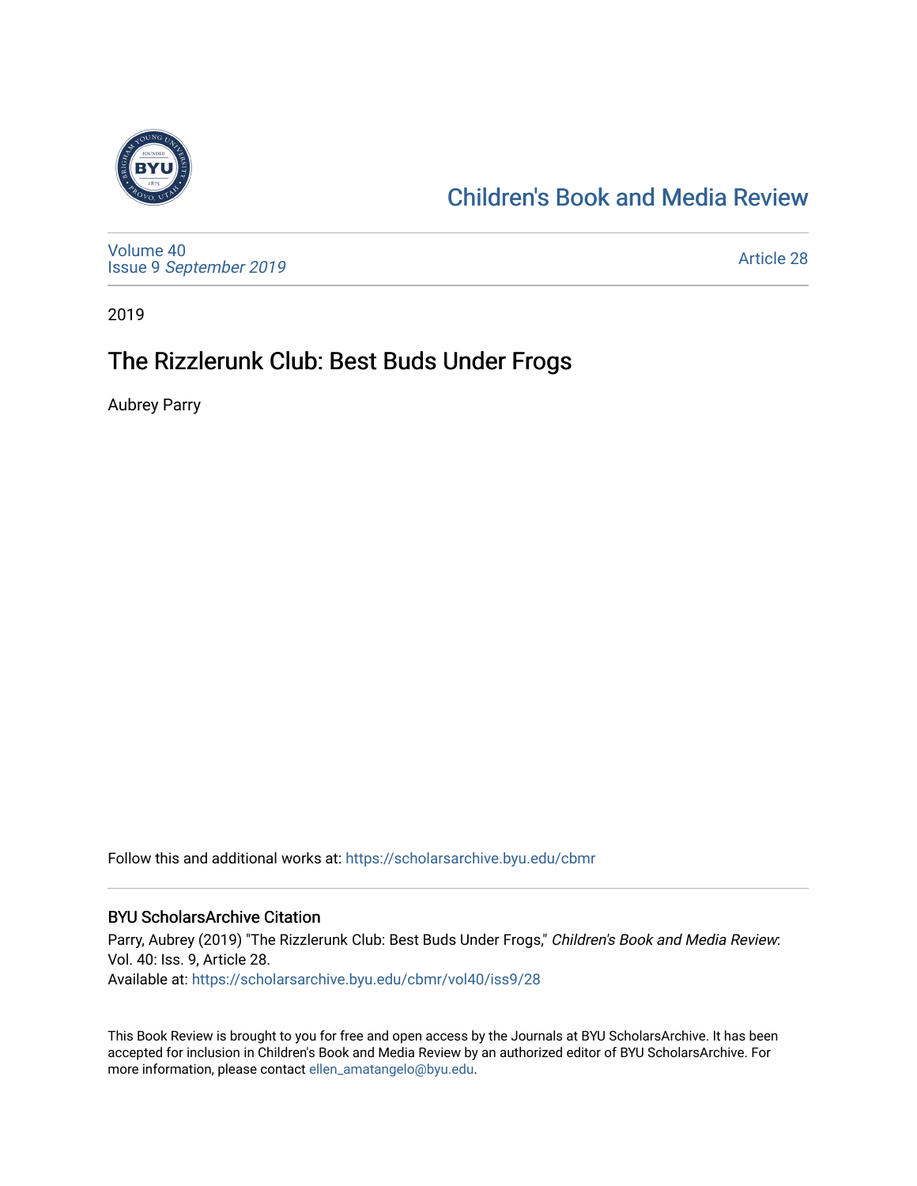Children's Book and Media Review

Volume 40
Issue 9 *September 2019*

Article 28

2019

# The Rizzlerunk Club: Best Buds Under Frogs

Aubrey Parry

Follow this and additional works at: https://scholarsarchive.byu.edu/cbmr

## BYU ScholarsArchive Citation

Parry, Aubrey (2019) "The Rizzlerunk Club: Best Buds Under Frogs," *Children's Book and Media Review*: Vol. 40: Iss. 9, Article 28.
Available at: https://scholarsarchive.byu.edu/cbmr/vol40/iss9/28

This Book Review is brought to you for free and open access by the Journals at BYU ScholarsArchive. It has been accepted for inclusion in Children's Book and Media Review by an authorized editor of BYU ScholarsArchive. For more information, please contact ellen_amatangelo@byu.edu.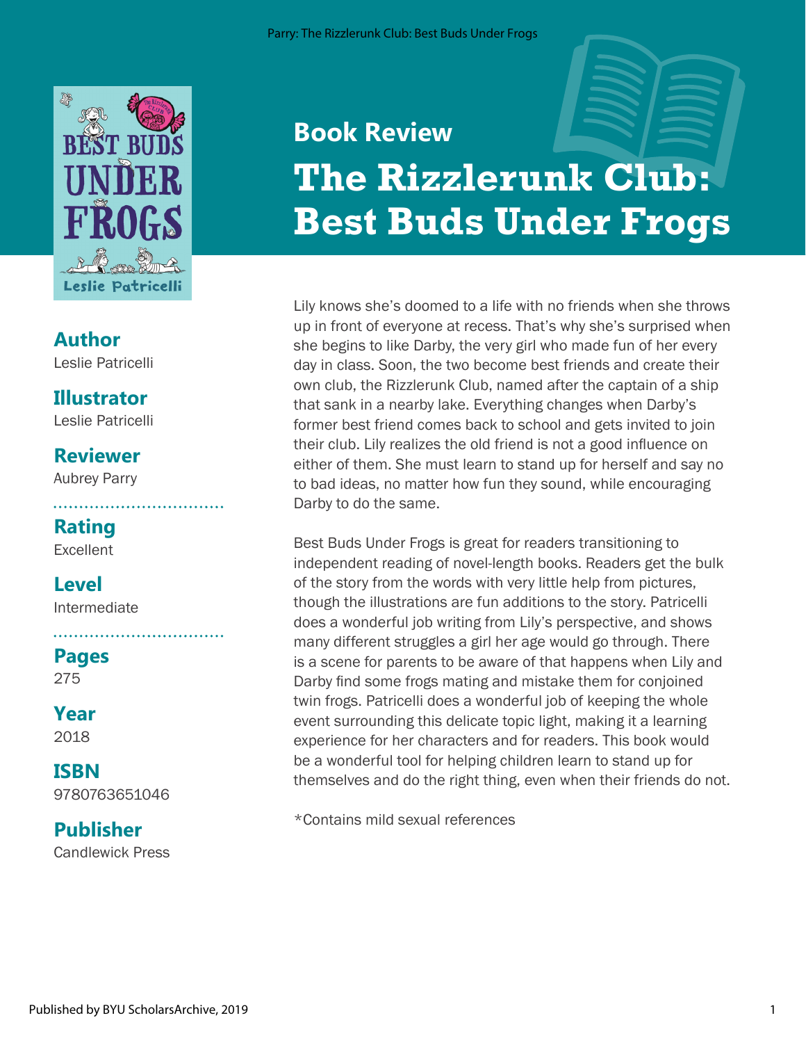## Book Review

# The Rizzlerunk Club: Best Buds Under Frogs

**Author**
Leslie Patricelli

**Illustrator**
Leslie Patricelli

**Reviewer**
Aubrey Parry

**Rating**
Excellent

**Level**
Intermediate

**Pages**
275

**Year**
2018

**ISBN**
9780763651046

**Publisher**
Candlewick Press

Lily knows she's doomed to a life with no friends when she throws up in front of everyone at recess. That's why she's surprised when she begins to like Darby, the very girl who made fun of her every day in class. Soon, the two become best friends and create their own club, the Rizzlerunk Club, named after the captain of a ship that sank in a nearby lake. Everything changes when Darby's former best friend comes back to school and gets invited to join their club. Lily realizes the old friend is not a good influence on either of them. She must learn to stand up for herself and say no to bad ideas, no matter how fun they sound, while encouraging Darby to do the same.

Best Buds Under Frogs is great for readers transitioning to independent reading of novel-length books. Readers get the bulk of the story from the words with very little help from pictures, though the illustrations are fun additions to the story. Patricelli does a wonderful job writing from Lily's perspective, and shows many different struggles a girl her age would go through. There is a scene for parents to be aware of that happens when Lily and Darby find some frogs mating and mistake them for conjoined twin frogs. Patricelli does a wonderful job of keeping the whole event surrounding this delicate topic light, making it a learning experience for her characters and for readers. This book would be a wonderful tool for helping children learn to stand up for themselves and do the right thing, even when their friends do not.

*Contains mild sexual references